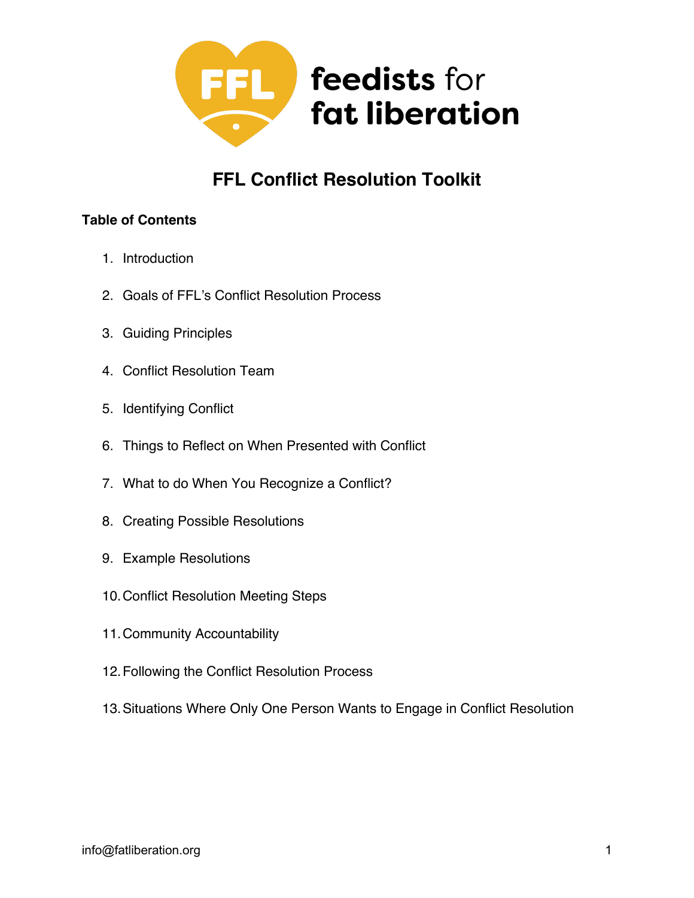feedists for fat liberation

# FFL Conflict Resolution Toolkit

**Table of Contents**

1. Introduction
2. Goals of FFL's Conflict Resolution Process
3. Guiding Principles
4. Conflict Resolution Team
5. Identifying Conflict
6. Things to Reflect on When Presented with Conflict
7. What to do When You Recognize a Conflict?
8. Creating Possible Resolutions
9. Example Resolutions
10. Conflict Resolution Meeting Steps
11. Community Accountability
12. Following the Conflict Resolution Process
13. Situations Where Only One Person Wants to Engage in Conflict Resolution

info@fatliberation.org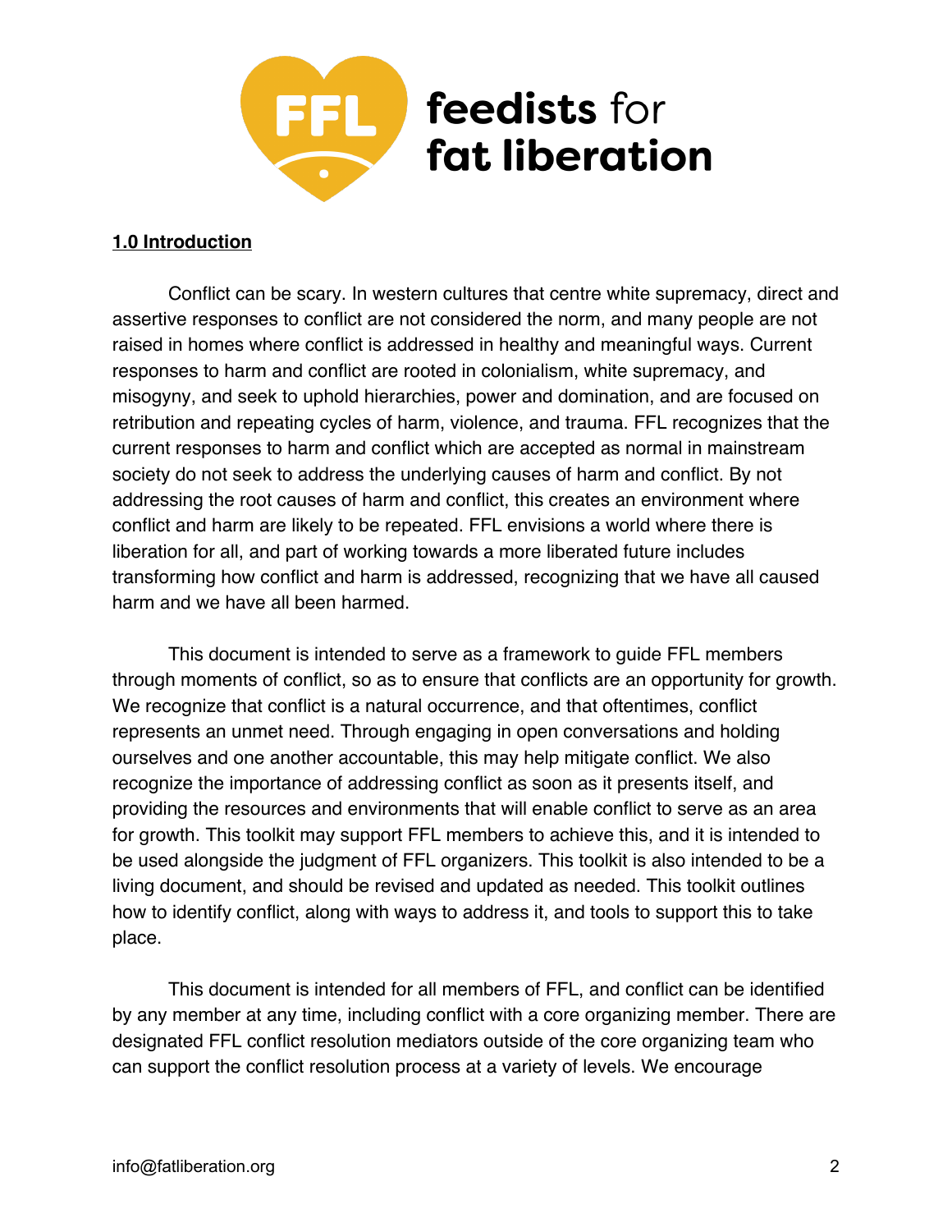## 1.0 Introduction

Conflict can be scary. In western cultures that centre white supremacy, direct and assertive responses to conflict are not considered the norm, and many people are not raised in homes where conflict is addressed in healthy and meaningful ways. Current responses to harm and conflict are rooted in colonialism, white supremacy, and misogyny, and seek to uphold hierarchies, power and domination, and are focused on retribution and repeating cycles of harm, violence, and trauma. FFL recognizes that the current responses to harm and conflict which are accepted as normal in mainstream society do not seek to address the underlying causes of harm and conflict. By not addressing the root causes of harm and conflict, this creates an environment where conflict and harm are likely to be repeated. FFL envisions a world where there is liberation for all, and part of working towards a more liberated future includes transforming how conflict and harm is addressed, recognizing that we have all caused harm and we have all been harmed.

This document is intended to serve as a framework to guide FFL members through moments of conflict, so as to ensure that conflicts are an opportunity for growth. We recognize that conflict is a natural occurrence, and that oftentimes, conflict represents an unmet need. Through engaging in open conversations and holding ourselves and one another accountable, this may help mitigate conflict. We also recognize the importance of addressing conflict as soon as it presents itself, and providing the resources and environments that will enable conflict to serve as an area for growth. This toolkit may support FFL members to achieve this, and it is intended to be used alongside the judgment of FFL organizers. This toolkit is also intended to be a living document, and should be revised and updated as needed. This toolkit outlines how to identify conflict, along with ways to address it, and tools to support this to take place.

This document is intended for all members of FFL, and conflict can be identified by any member at any time, including conflict with a core organizing member. There are designated FFL conflict resolution mediators outside of the core organizing team who can support the conflict resolution process at a variety of levels. We encourage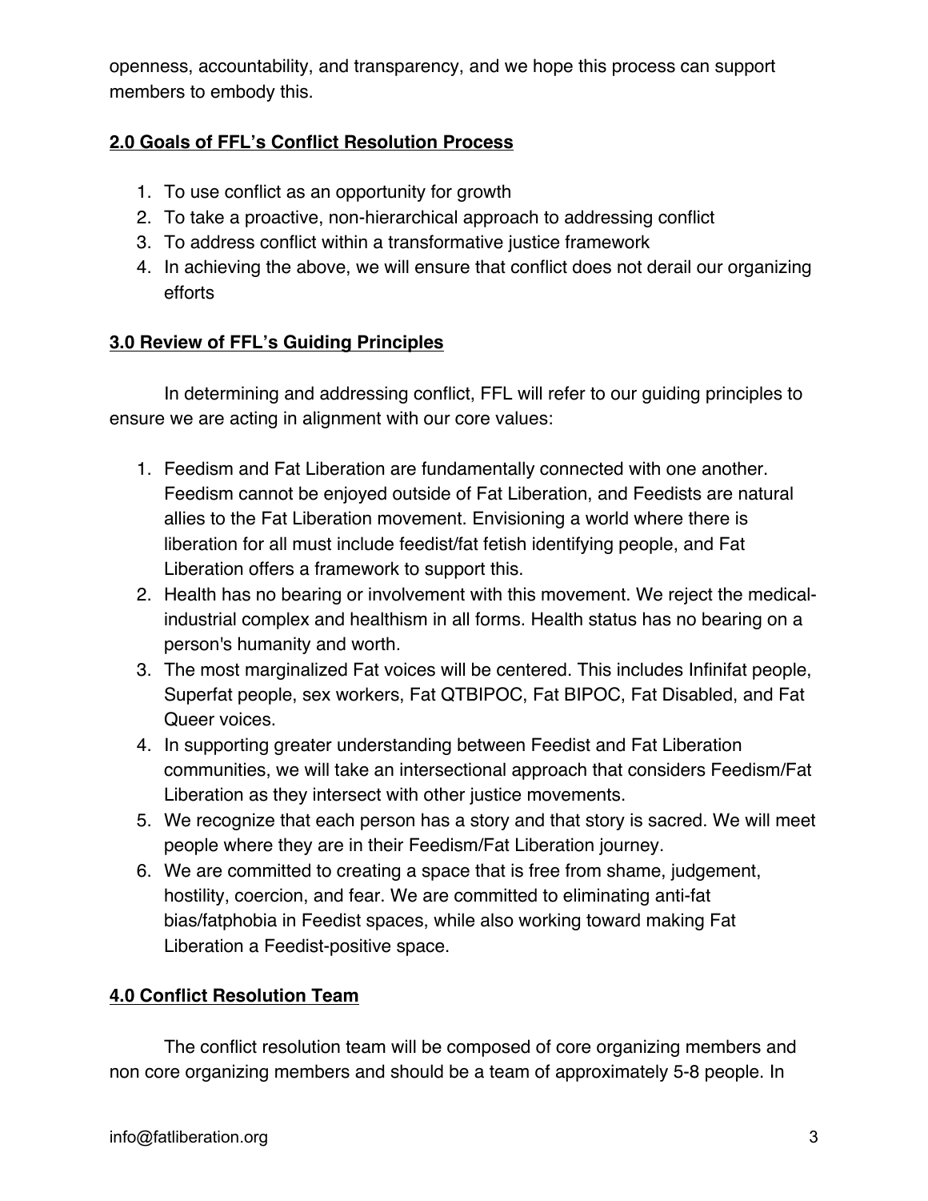openness, accountability, and transparency, and we hope this process can support members to embody this.

## 2.0 Goals of FFL's Conflict Resolution Process

1. To use conflict as an opportunity for growth
2. To take a proactive, non-hierarchical approach to addressing conflict
3. To address conflict within a transformative justice framework
4. In achieving the above, we will ensure that conflict does not derail our organizing efforts

## 3.0 Review of FFL's Guiding Principles

In determining and addressing conflict, FFL will refer to our guiding principles to ensure we are acting in alignment with our core values:

1. Feedism and Fat Liberation are fundamentally connected with one another. Feedism cannot be enjoyed outside of Fat Liberation, and Feedists are natural allies to the Fat Liberation movement. Envisioning a world where there is liberation for all must include feedist/fat fetish identifying people, and Fat Liberation offers a framework to support this.
2. Health has no bearing or involvement with this movement. We reject the medical-industrial complex and healthism in all forms. Health status has no bearing on a person's humanity and worth.
3. The most marginalized Fat voices will be centered. This includes Infinifat people, Superfat people, sex workers, Fat QTBIPOC, Fat BIPOC, Fat Disabled, and Fat Queer voices.
4. In supporting greater understanding between Feedist and Fat Liberation communities, we will take an intersectional approach that considers Feedism/Fat Liberation as they intersect with other justice movements.
5. We recognize that each person has a story and that story is sacred. We will meet people where they are in their Feedism/Fat Liberation journey.
6. We are committed to creating a space that is free from shame, judgement, hostility, coercion, and fear. We are committed to eliminating anti-fat bias/fatphobia in Feedist spaces, while also working toward making Fat Liberation a Feedist-positive space.

## 4.0 Conflict Resolution Team

The conflict resolution team will be composed of core organizing members and non core organizing members and should be a team of approximately 5-8 people. In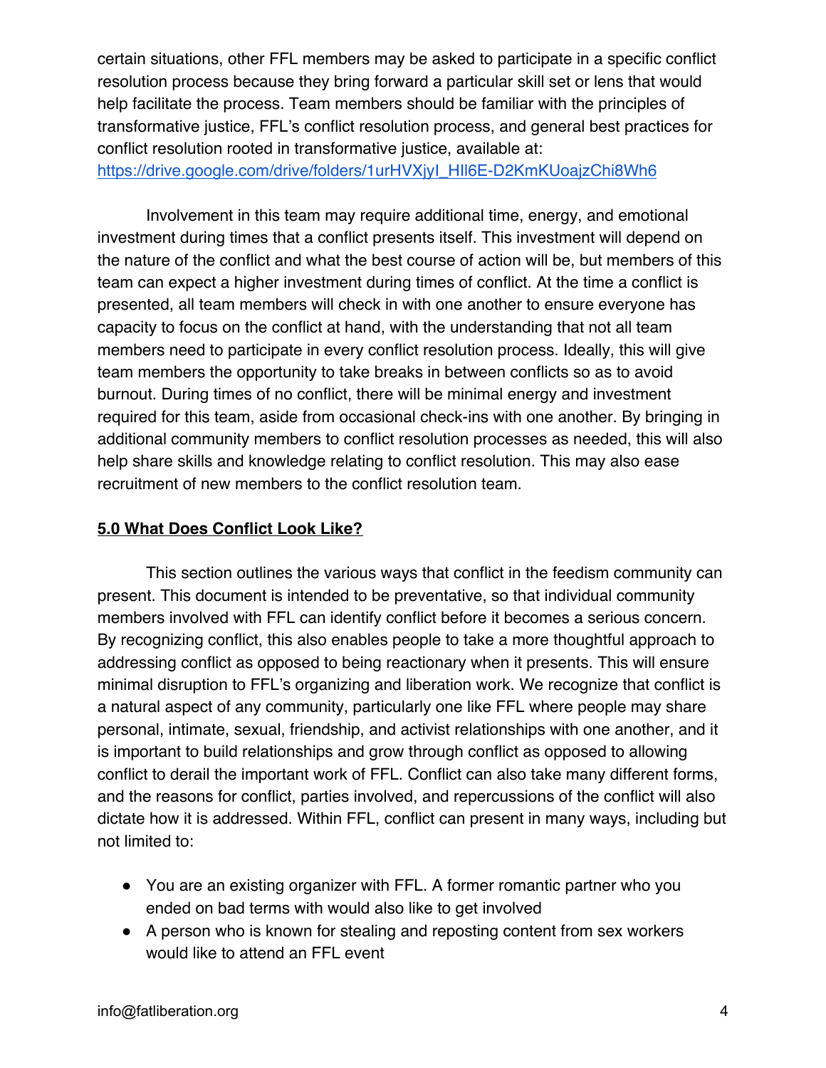certain situations, other FFL members may be asked to participate in a specific conflict resolution process because they bring forward a particular skill set or lens that would help facilitate the process. Team members should be familiar with the principles of transformative justice, FFL's conflict resolution process, and general best practices for conflict resolution rooted in transformative justice, available at: https://drive.google.com/drive/folders/1urHVXjyI_HIl6E-D2KmKUoajzChi8Wh6

Involvement in this team may require additional time, energy, and emotional investment during times that a conflict presents itself. This investment will depend on the nature of the conflict and what the best course of action will be, but members of this team can expect a higher investment during times of conflict. At the time a conflict is presented, all team members will check in with one another to ensure everyone has capacity to focus on the conflict at hand, with the understanding that not all team members need to participate in every conflict resolution process. Ideally, this will give team members the opportunity to take breaks in between conflicts so as to avoid burnout. During times of no conflict, there will be minimal energy and investment required for this team, aside from occasional check-ins with one another. By bringing in additional community members to conflict resolution processes as needed, this will also help share skills and knowledge relating to conflict resolution. This may also ease recruitment of new members to the conflict resolution team.

## 5.0 What Does Conflict Look Like?

This section outlines the various ways that conflict in the feedism community can present. This document is intended to be preventative, so that individual community members involved with FFL can identify conflict before it becomes a serious concern. By recognizing conflict, this also enables people to take a more thoughtful approach to addressing conflict as opposed to being reactionary when it presents. This will ensure minimal disruption to FFL's organizing and liberation work. We recognize that conflict is a natural aspect of any community, particularly one like FFL where people may share personal, intimate, sexual, friendship, and activist relationships with one another, and it is important to build relationships and grow through conflict as opposed to allowing conflict to derail the important work of FFL. Conflict can also take many different forms, and the reasons for conflict, parties involved, and repercussions of the conflict will also dictate how it is addressed. Within FFL, conflict can present in many ways, including but not limited to:

- You are an existing organizer with FFL. A former romantic partner who you ended on bad terms with would also like to get involved
- A person who is known for stealing and reposting content from sex workers would like to attend an FFL event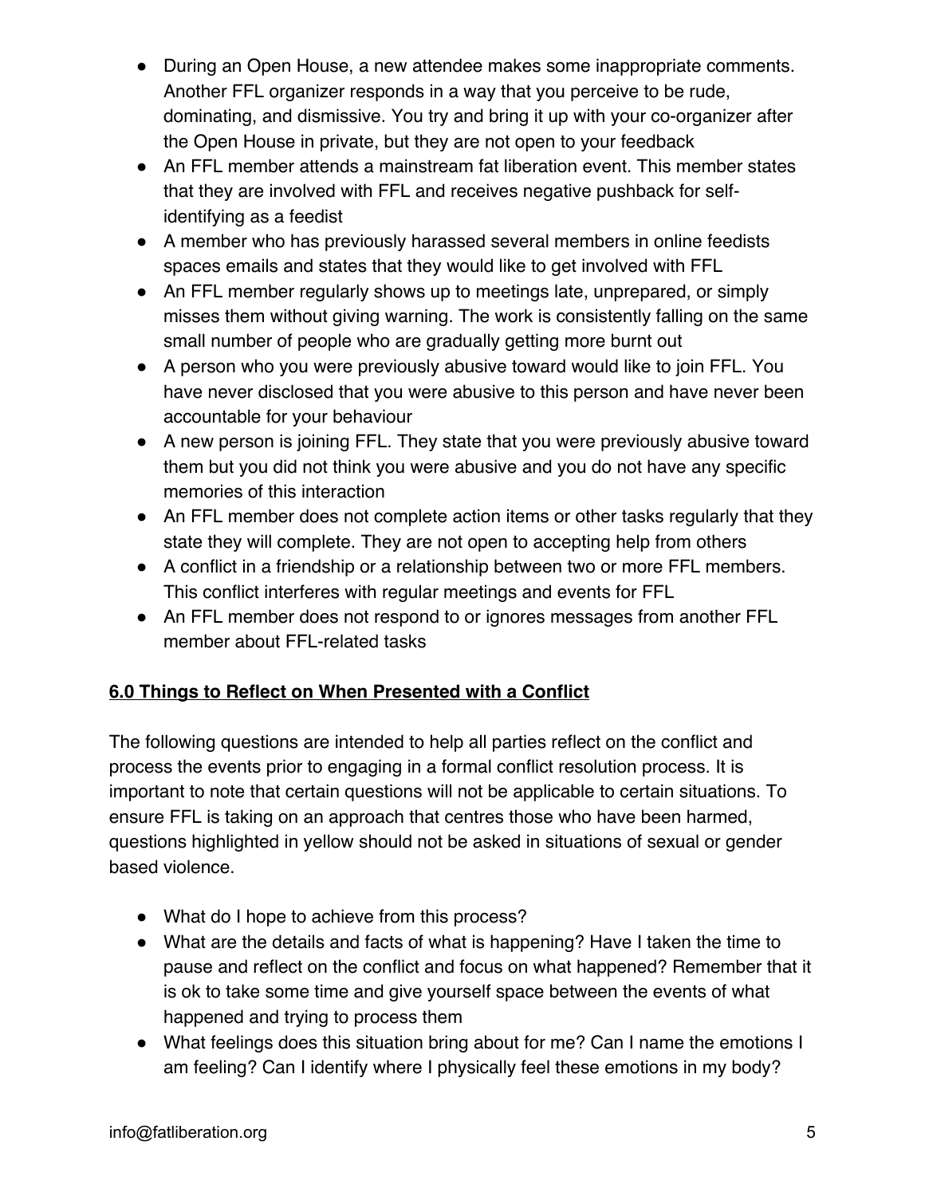- During an Open House, a new attendee makes some inappropriate comments. Another FFL organizer responds in a way that you perceive to be rude, dominating, and dismissive. You try and bring it up with your co-organizer after the Open House in private, but they are not open to your feedback
- An FFL member attends a mainstream fat liberation event. This member states that they are involved with FFL and receives negative pushback for self-identifying as a feedist
- A member who has previously harassed several members in online feedists spaces emails and states that they would like to get involved with FFL
- An FFL member regularly shows up to meetings late, unprepared, or simply misses them without giving warning. The work is consistently falling on the same small number of people who are gradually getting more burnt out
- A person who you were previously abusive toward would like to join FFL. You have never disclosed that you were abusive to this person and have never been accountable for your behaviour
- A new person is joining FFL. They state that you were previously abusive toward them but you did not think you were abusive and you do not have any specific memories of this interaction
- An FFL member does not complete action items or other tasks regularly that they state they will complete. They are not open to accepting help from others
- A conflict in a friendship or a relationship between two or more FFL members. This conflict interferes with regular meetings and events for FFL
- An FFL member does not respond to or ignores messages from another FFL member about FFL-related tasks

## 6.0 Things to Reflect on When Presented with a Conflict

The following questions are intended to help all parties reflect on the conflict and process the events prior to engaging in a formal conflict resolution process. It is important to note that certain questions will not be applicable to certain situations. To ensure FFL is taking on an approach that centres those who have been harmed, questions highlighted in yellow should not be asked in situations of sexual or gender based violence.

- What do I hope to achieve from this process?
- What are the details and facts of what is happening? Have I taken the time to pause and reflect on the conflict and focus on what happened? Remember that it is ok to take some time and give yourself space between the events of what happened and trying to process them
- What feelings does this situation bring about for me? Can I name the emotions I am feeling? Can I identify where I physically feel these emotions in my body?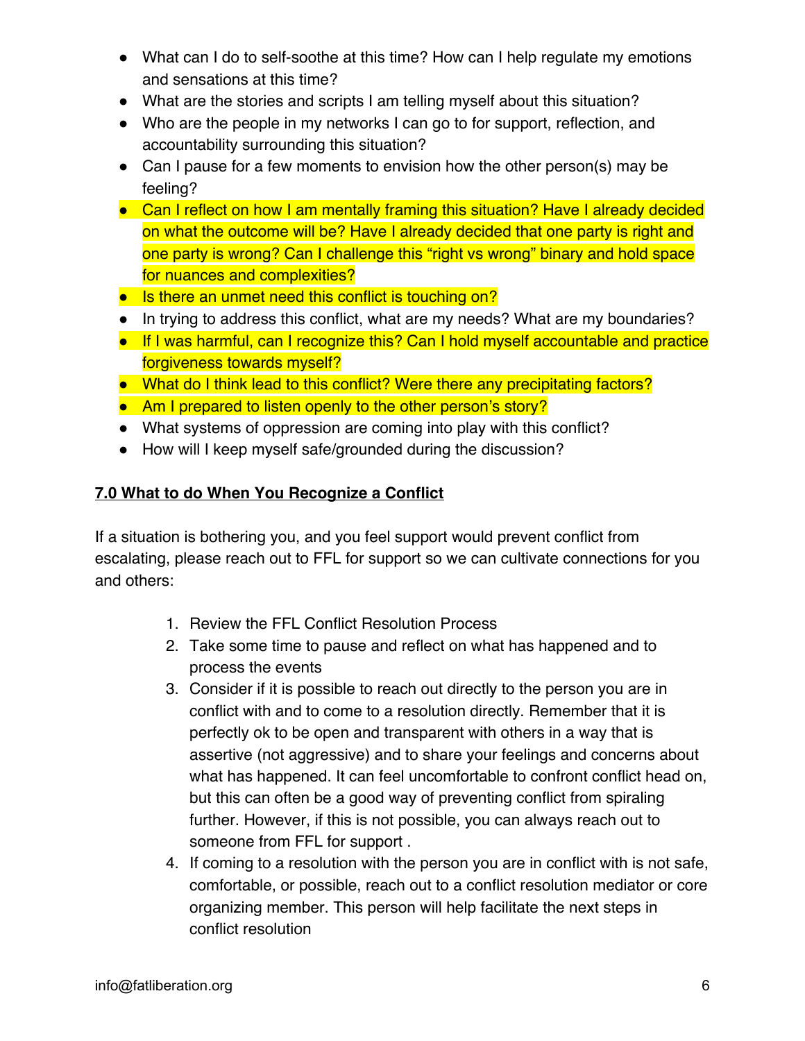- What can I do to self-soothe at this time? How can I help regulate my emotions and sensations at this time?
- What are the stories and scripts I am telling myself about this situation?
- Who are the people in my networks I can go to for support, reflection, and accountability surrounding this situation?
- Can I pause for a few moments to envision how the other person(s) may be feeling?
- Can I reflect on how I am mentally framing this situation? Have I already decided on what the outcome will be? Have I already decided that one party is right and one party is wrong? Can I challenge this "right vs wrong" binary and hold space for nuances and complexities?
- Is there an unmet need this conflict is touching on?
- In trying to address this conflict, what are my needs? What are my boundaries?
- If I was harmful, can I recognize this? Can I hold myself accountable and practice forgiveness towards myself?
- What do I think lead to this conflict? Were there any precipitating factors?
- Am I prepared to listen openly to the other person's story?
- What systems of oppression are coming into play with this conflict?
- How will I keep myself safe/grounded during the discussion?

## 7.0 What to do When You Recognize a Conflict

If a situation is bothering you, and you feel support would prevent conflict from escalating, please reach out to FFL for support so we can cultivate connections for you and others:

1. Review the FFL Conflict Resolution Process
2. Take some time to pause and reflect on what has happened and to process the events
3. Consider if it is possible to reach out directly to the person you are in conflict with and to come to a resolution directly. Remember that it is perfectly ok to be open and transparent with others in a way that is assertive (not aggressive) and to share your feelings and concerns about what has happened. It can feel uncomfortable to confront conflict head on, but this can often be a good way of preventing conflict from spiraling further. However, if this is not possible, you can always reach out to someone from FFL for support .
4. If coming to a resolution with the person you are in conflict with is not safe, comfortable, or possible, reach out to a conflict resolution mediator or core organizing member. This person will help facilitate the next steps in conflict resolution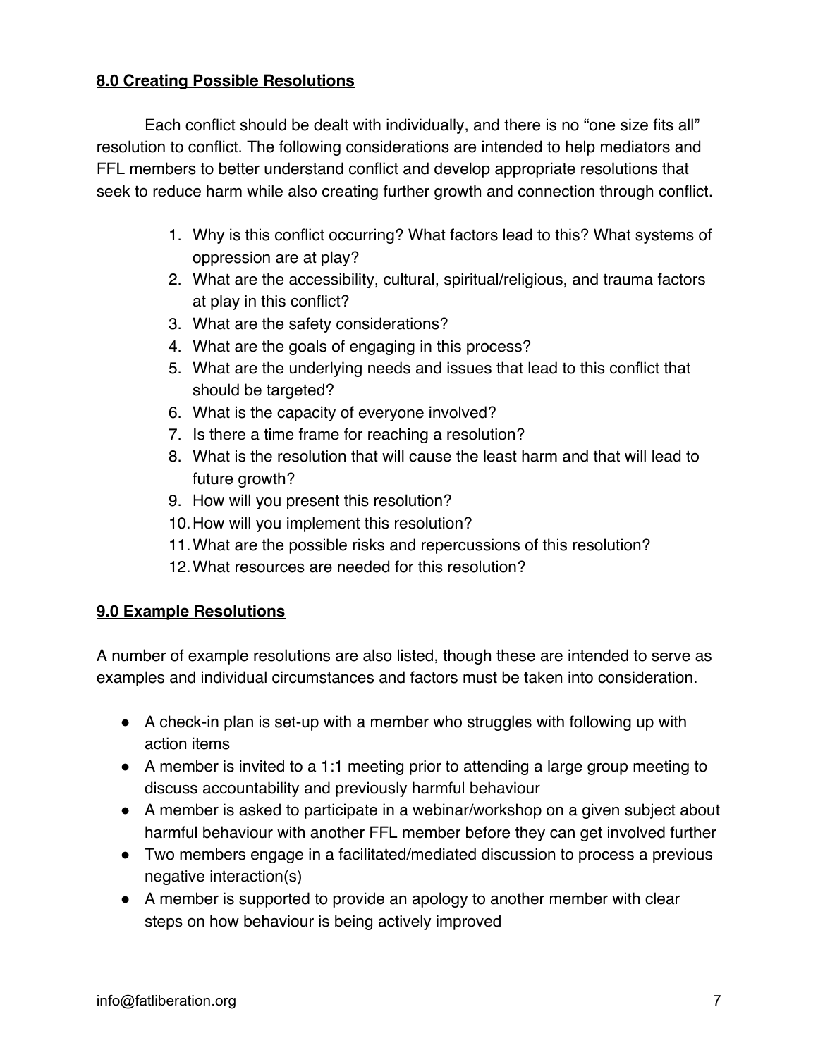## 8.0 Creating Possible Resolutions

Each conflict should be dealt with individually, and there is no "one size fits all" resolution to conflict. The following considerations are intended to help mediators and FFL members to better understand conflict and develop appropriate resolutions that seek to reduce harm while also creating further growth and connection through conflict.

1. Why is this conflict occurring? What factors lead to this? What systems of oppression are at play?
2. What are the accessibility, cultural, spiritual/religious, and trauma factors at play in this conflict?
3. What are the safety considerations?
4. What are the goals of engaging in this process?
5. What are the underlying needs and issues that lead to this conflict that should be targeted?
6. What is the capacity of everyone involved?
7. Is there a time frame for reaching a resolution?
8. What is the resolution that will cause the least harm and that will lead to future growth?
9. How will you present this resolution?
10. How will you implement this resolution?
11. What are the possible risks and repercussions of this resolution?
12. What resources are needed for this resolution?

## 9.0 Example Resolutions

A number of example resolutions are also listed, though these are intended to serve as examples and individual circumstances and factors must be taken into consideration.

- A check-in plan is set-up with a member who struggles with following up with action items
- A member is invited to a 1:1 meeting prior to attending a large group meeting to discuss accountability and previously harmful behaviour
- A member is asked to participate in a webinar/workshop on a given subject about harmful behaviour with another FFL member before they can get involved further
- Two members engage in a facilitated/mediated discussion to process a previous negative interaction(s)
- A member is supported to provide an apology to another member with clear steps on how behaviour is being actively improved

info@fatliberation.org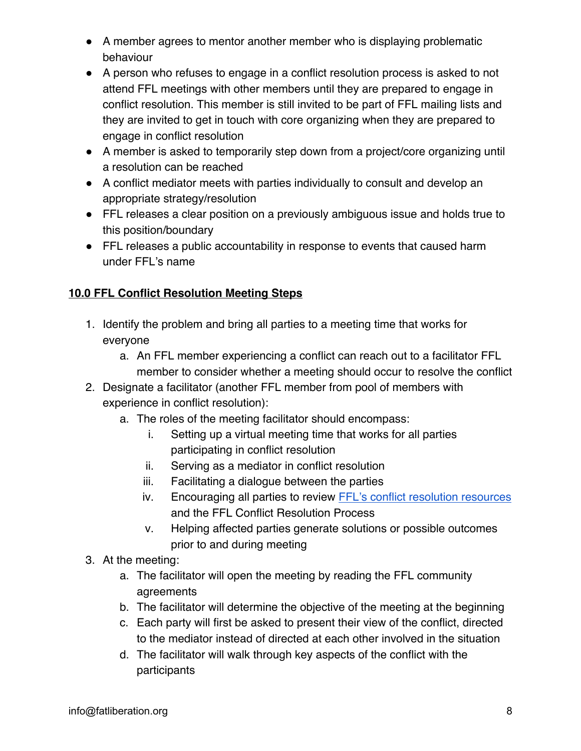- A member agrees to mentor another member who is displaying problematic behaviour
- A person who refuses to engage in a conflict resolution process is asked to not attend FFL meetings with other members until they are prepared to engage in conflict resolution. This member is still invited to be part of FFL mailing lists and they are invited to get in touch with core organizing when they are prepared to engage in conflict resolution
- A member is asked to temporarily step down from a project/core organizing until a resolution can be reached
- A conflict mediator meets with parties individually to consult and develop an appropriate strategy/resolution
- FFL releases a clear position on a previously ambiguous issue and holds true to this position/boundary
- FFL releases a public accountability in response to events that caused harm under FFL's name

## 10.0 FFL Conflict Resolution Meeting Steps

1. Identify the problem and bring all parties to a meeting time that works for everyone
    a. An FFL member experiencing a conflict can reach out to a facilitator FFL member to consider whether a meeting should occur to resolve the conflict
2. Designate a facilitator (another FFL member from pool of members with experience in conflict resolution):
    a. The roles of the meeting facilitator should encompass:
        i. Setting up a virtual meeting time that works for all parties participating in conflict resolution
        ii. Serving as a mediator in conflict resolution
        iii. Facilitating a dialogue between the parties
        iv. Encouraging all parties to review FFL's conflict resolution resources and the FFL Conflict Resolution Process
        v. Helping affected parties generate solutions or possible outcomes prior to and during meeting
3. At the meeting:
    a. The facilitator will open the meeting by reading the FFL community agreements
    b. The facilitator will determine the objective of the meeting at the beginning
    c. Each party will first be asked to present their view of the conflict, directed to the mediator instead of directed at each other involved in the situation
    d. The facilitator will walk through key aspects of the conflict with the participants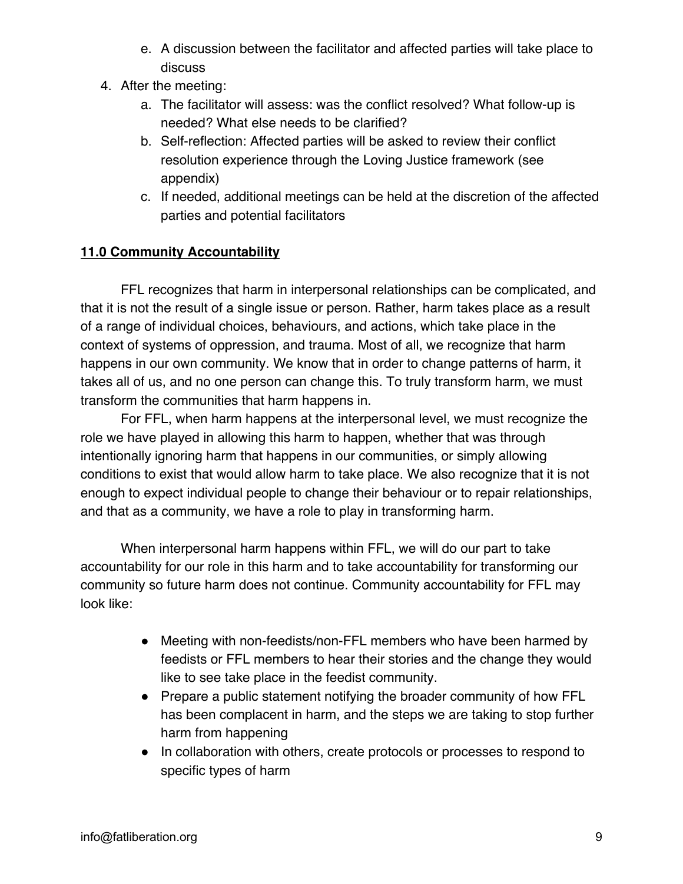e. A discussion between the facilitator and affected parties will take place to discuss

4. After the meeting:
    a. The facilitator will assess: was the conflict resolved? What follow-up is needed? What else needs to be clarified?
    b. Self-reflection: Affected parties will be asked to review their conflict resolution experience through the Loving Justice framework (see appendix)
    c. If needed, additional meetings can be held at the discretion of the affected parties and potential facilitators

## 11.0 Community Accountability

FFL recognizes that harm in interpersonal relationships can be complicated, and that it is not the result of a single issue or person. Rather, harm takes place as a result of a range of individual choices, behaviours, and actions, which take place in the context of systems of oppression, and trauma. Most of all, we recognize that harm happens in our own community. We know that in order to change patterns of harm, it takes all of us, and no one person can change this. To truly transform harm, we must transform the communities that harm happens in.

For FFL, when harm happens at the interpersonal level, we must recognize the role we have played in allowing this harm to happen, whether that was through intentionally ignoring harm that happens in our communities, or simply allowing conditions to exist that would allow harm to take place. We also recognize that it is not enough to expect individual people to change their behaviour or to repair relationships, and that as a community, we have a role to play in transforming harm.

When interpersonal harm happens within FFL, we will do our part to take accountability for our role in this harm and to take accountability for transforming our community so future harm does not continue. Community accountability for FFL may look like:

- Meeting with non-feedists/non-FFL members who have been harmed by feedists or FFL members to hear their stories and the change they would like to see take place in the feedist community.
- Prepare a public statement notifying the broader community of how FFL has been complacent in harm, and the steps we are taking to stop further harm from happening
- In collaboration with others, create protocols or processes to respond to specific types of harm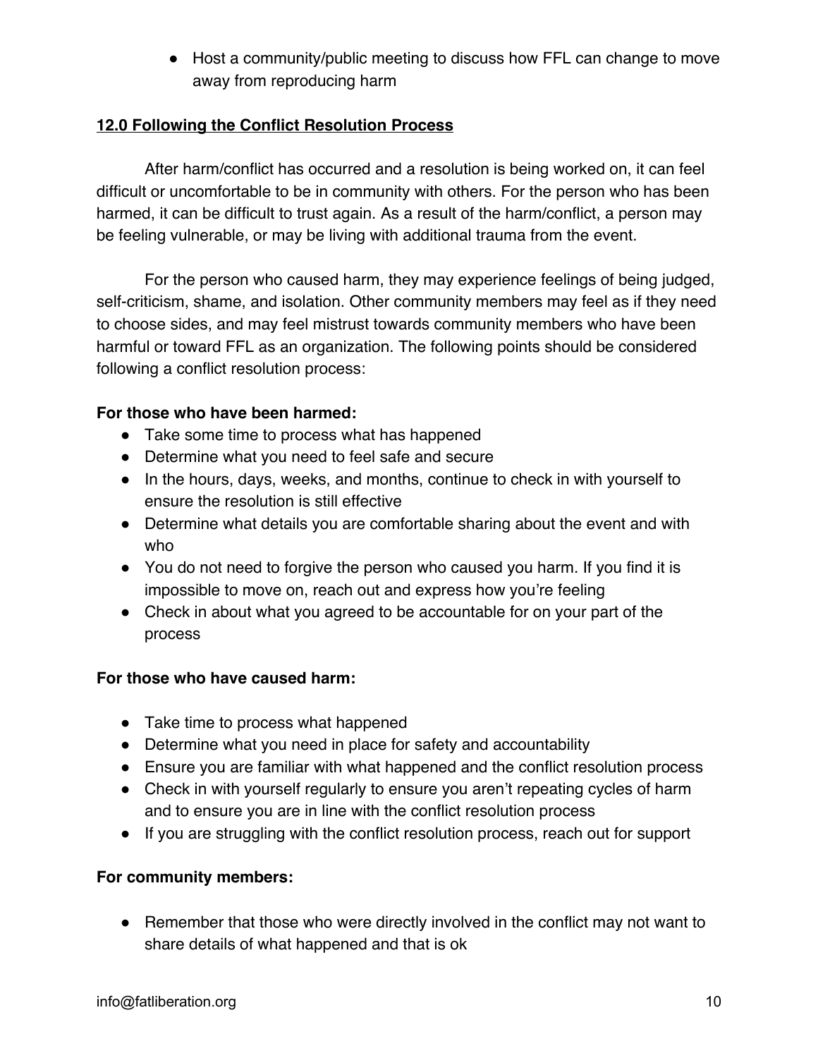- Host a community/public meeting to discuss how FFL can change to move away from reproducing harm

## 12.0 Following the Conflict Resolution Process

After harm/conflict has occurred and a resolution is being worked on, it can feel difficult or uncomfortable to be in community with others. For the person who has been harmed, it can be difficult to trust again. As a result of the harm/conflict, a person may be feeling vulnerable, or may be living with additional trauma from the event.

For the person who caused harm, they may experience feelings of being judged, self-criticism, shame, and isolation. Other community members may feel as if they need to choose sides, and may feel mistrust towards community members who have been harmful or toward FFL as an organization. The following points should be considered following a conflict resolution process:

**For those who have been harmed:**

- Take some time to process what has happened
- Determine what you need to feel safe and secure
- In the hours, days, weeks, and months, continue to check in with yourself to ensure the resolution is still effective
- Determine what details you are comfortable sharing about the event and with who
- You do not need to forgive the person who caused you harm. If you find it is impossible to move on, reach out and express how you're feeling
- Check in about what you agreed to be accountable for on your part of the process

**For those who have caused harm:**

- Take time to process what happened
- Determine what you need in place for safety and accountability
- Ensure you are familiar with what happened and the conflict resolution process
- Check in with yourself regularly to ensure you aren't repeating cycles of harm and to ensure you are in line with the conflict resolution process
- If you are struggling with the conflict resolution process, reach out for support

**For community members:**

- Remember that those who were directly involved in the conflict may not want to share details of what happened and that is ok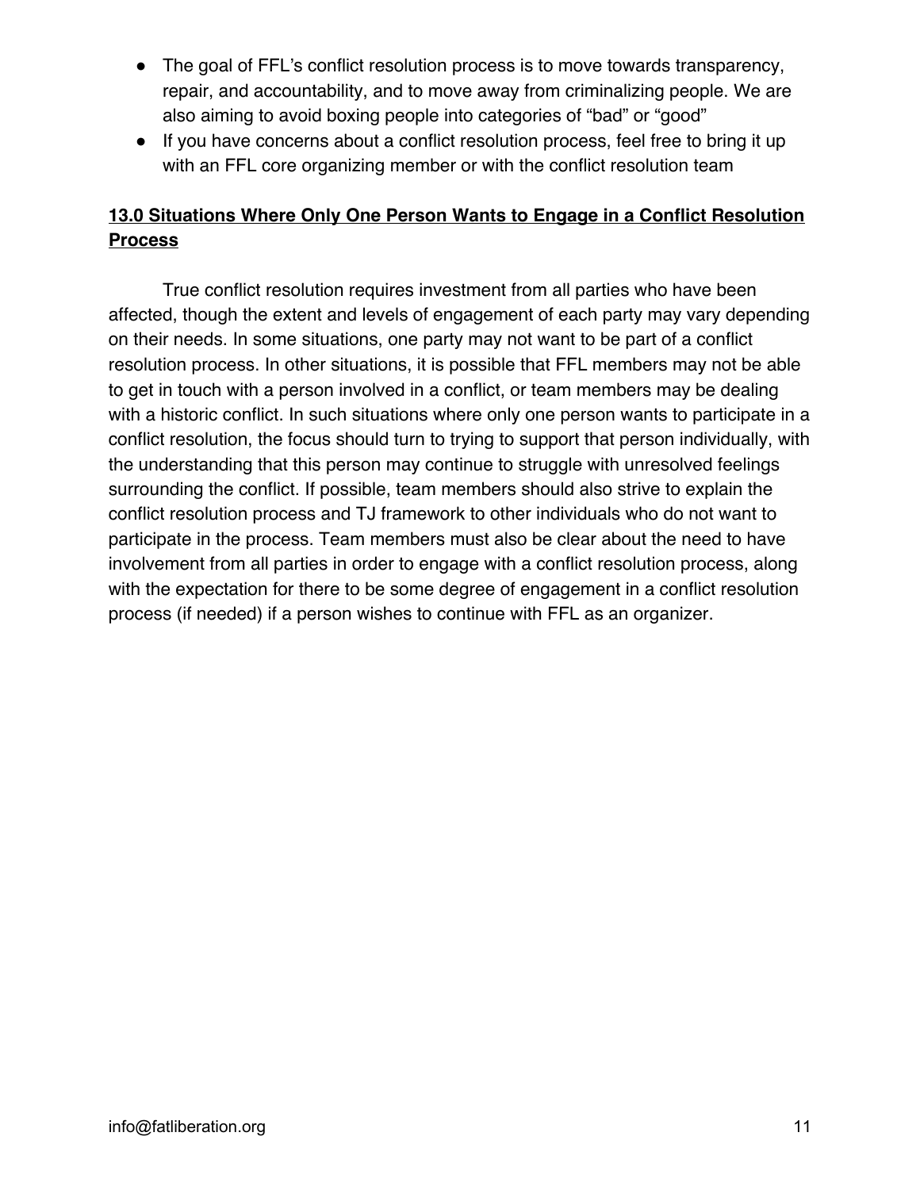- The goal of FFL's conflict resolution process is to move towards transparency, repair, and accountability, and to move away from criminalizing people. We are also aiming to avoid boxing people into categories of "bad" or "good"
- If you have concerns about a conflict resolution process, feel free to bring it up with an FFL core organizing member or with the conflict resolution team

## 13.0 Situations Where Only One Person Wants to Engage in a Conflict Resolution Process

True conflict resolution requires investment from all parties who have been affected, though the extent and levels of engagement of each party may vary depending on their needs. In some situations, one party may not want to be part of a conflict resolution process. In other situations, it is possible that FFL members may not be able to get in touch with a person involved in a conflict, or team members may be dealing with a historic conflict. In such situations where only one person wants to participate in a conflict resolution, the focus should turn to trying to support that person individually, with the understanding that this person may continue to struggle with unresolved feelings surrounding the conflict. If possible, team members should also strive to explain the conflict resolution process and TJ framework to other individuals who do not want to participate in the process. Team members must also be clear about the need to have involvement from all parties in order to engage with a conflict resolution process, along with the expectation for there to be some degree of engagement in a conflict resolution process (if needed) if a person wishes to continue with FFL as an organizer.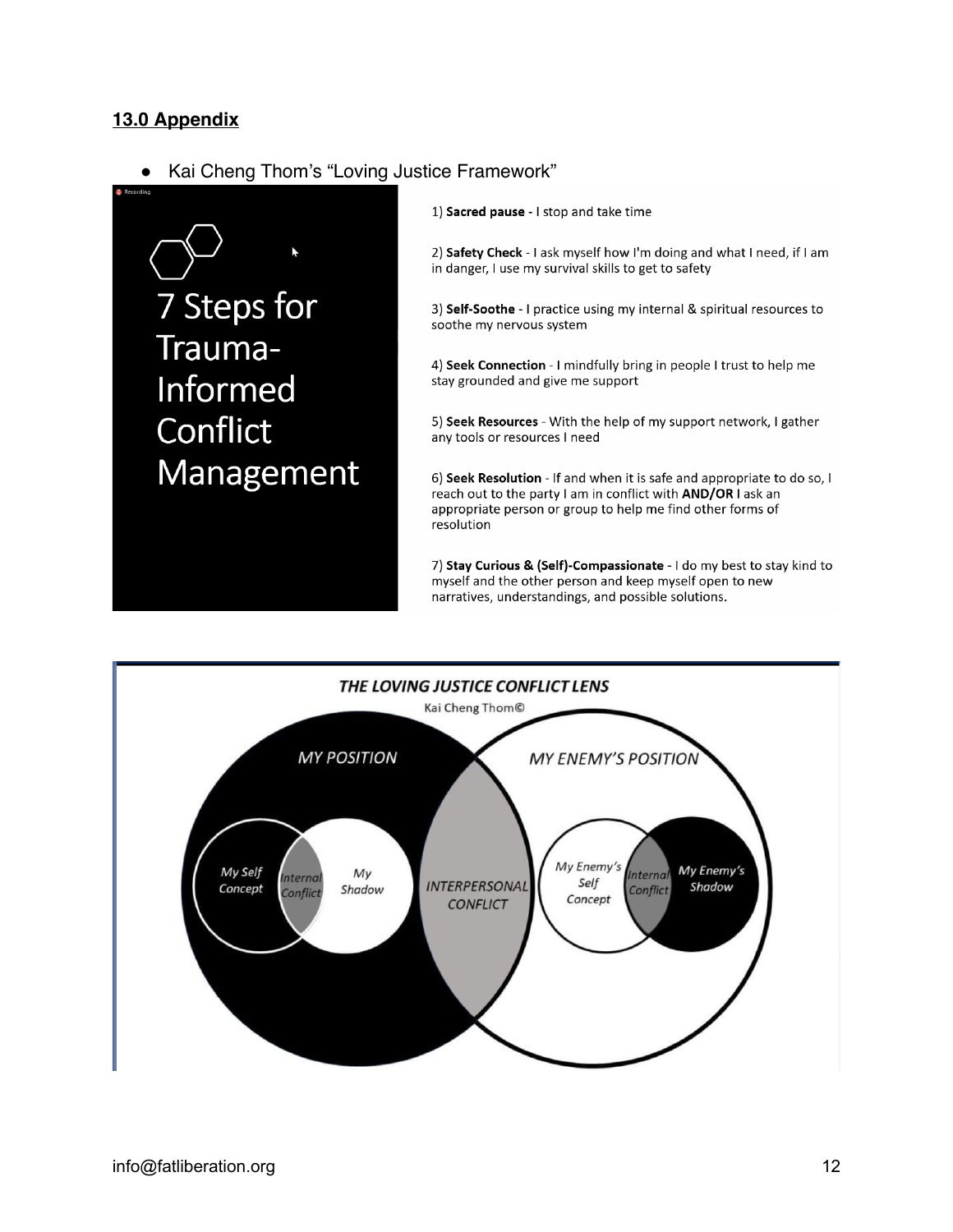## 13.0 Appendix

- Kai Cheng Thom's "Loving Justice Framework"

7 Steps for Trauma-Informed Conflict Management

1) **Sacred pause** - I stop and take time

2) **Safety Check** - I ask myself how I'm doing and what I need, if I am in danger, I use my survival skills to get to safety

3) **Self-Soothe** - I practice using my internal & spiritual resources to soothe my nervous system

4) **Seek Connection** - I mindfully bring in people I trust to help me stay grounded and give me support

5) **Seek Resources** - With the help of my support network, I gather any tools or resources I need

6) **Seek Resolution** - If and when it is safe and appropriate to do so, I reach out to the party I am in conflict with **AND/OR I** ask an appropriate person or group to help me find other forms of resolution

7) **Stay Curious & (Self)-Compassionate** - I do my best to stay kind to myself and the other person and keep myself open to new narratives, understandings, and possible solutions.

THE LOVING JUSTICE CONFLICT LENS

Kai Cheng Thom©

MY POSITION

MY ENEMY'S POSITION

My Self Concept

Internal Conflict

My Shadow

INTERPERSONAL CONFLICT

My Enemy's Self Concept

Internal Conflict

My Enemy's Shadow